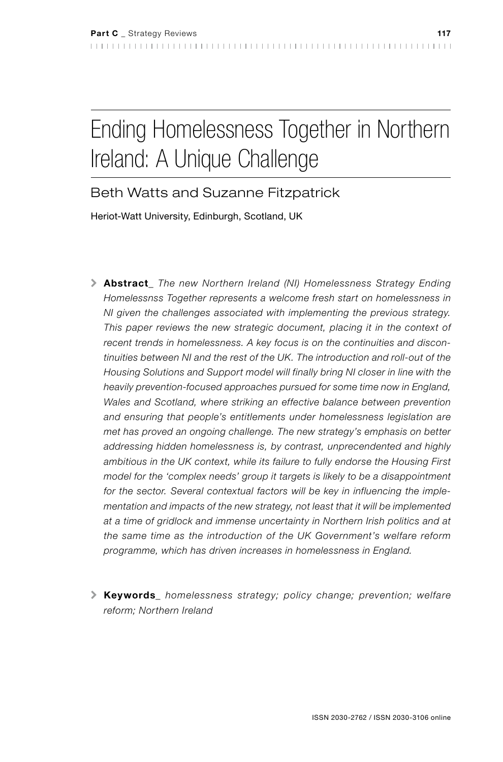# Ending Homelessness Together in Northern Ireland: A Unique Challenge

## Beth Watts and Suzanne Fitzpatrick

Heriot-Watt University, Edinburgh, Scotland, UK

> **Abstract_** *The new Northern Ireland (NI) Homelessness Strategy Ending Homelessnss Together represents a welcome fresh start on homelessness in NI given the challenges associated with implementing the previous strategy. This paper reviews the new strategic document, placing it in the context of recent trends in homelessness. A key focus is on the continuities and discontinuities between NI and the rest of the UK. The introduction and roll-out of the Housing Solutions and Support model will finally bring NI closer in line with the heavily prevention-focused approaches pursued for some time now in England, Wales and Scotland, where striking an effective balance between prevention and ensuring that people's entitlements under homelessness legislation are met has proved an ongoing challenge. The new strategy's emphasis on better addressing hidden homelessness is, by contrast, unprecendented and highly ambitious in the UK context, while its failure to fully endorse the Housing First model for the 'complex needs' group it targets is likely to be a disappointment for the sector. Several contextual factors will be key in influencing the implementation and impacts of the new strategy, not least that it will be implemented at a time of gridlock and immense uncertainty in Northern Irish politics and at the same time as the introduction of the UK Government's welfare reform programme, which has driven increases in homelessness in England.*

> **Keywords_** *homelessness strategy; policy change; prevention; welfare reform; Northern Ireland*

ISSN 2030-2762 / ISSN 2030-3106 online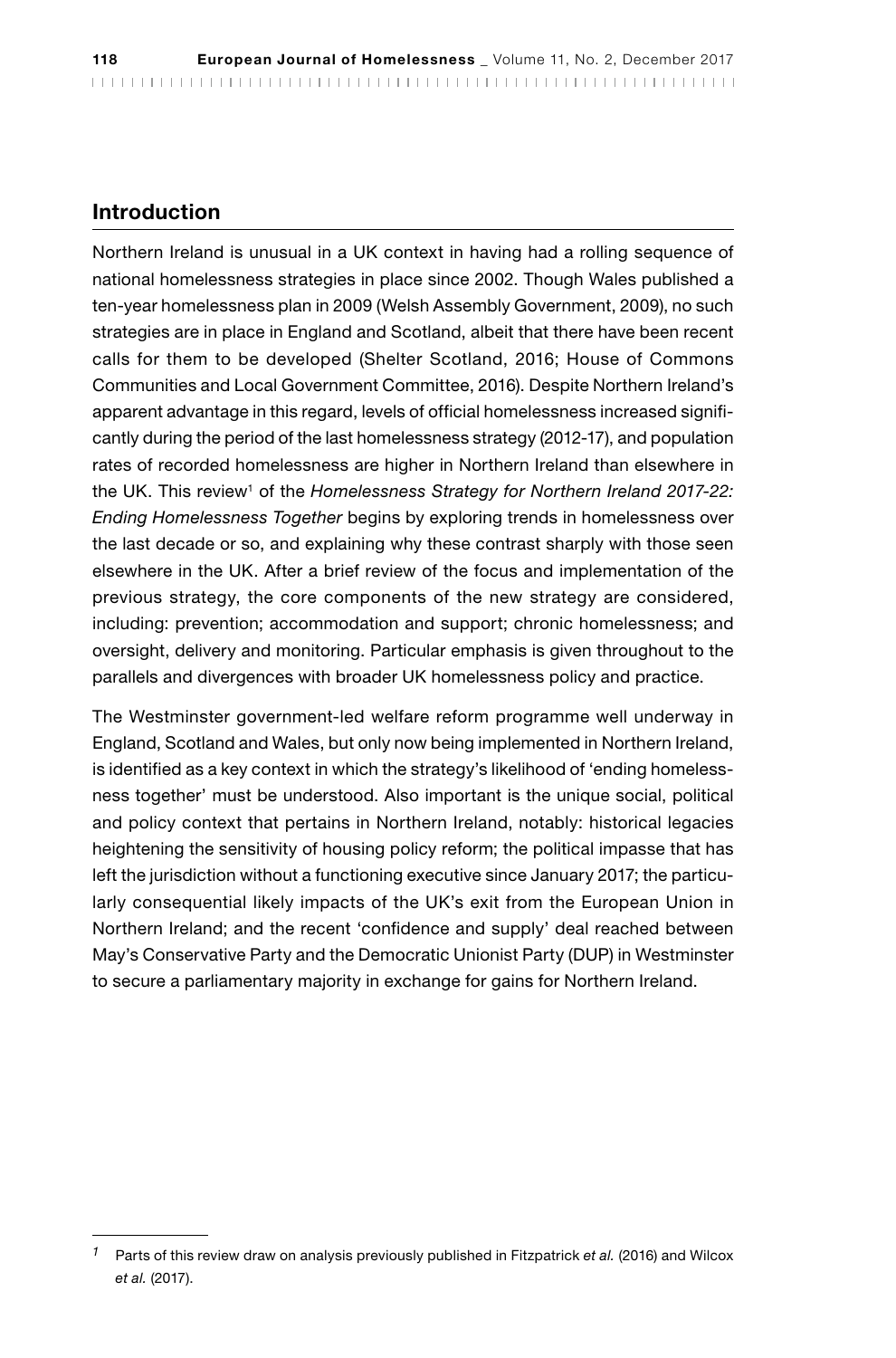## Introduction

Northern Ireland is unusual in a UK context in having had a rolling sequence of national homelessness strategies in place since 2002. Though Wales published a ten-year homelessness plan in 2009 (Welsh Assembly Government, 2009), no such strategies are in place in England and Scotland, albeit that there have been recent calls for them to be developed (Shelter Scotland, 2016; House of Commons Communities and Local Government Committee, 2016). Despite Northern Ireland's apparent advantage in this regard, levels of official homelessness increased significantly during the period of the last homelessness strategy (2012-17), and population rates of recorded homelessness are higher in Northern Ireland than elsewhere in the UK. This review[1] of the *Homelessness Strategy for Northern Ireland 2017-22: Ending Homelessness Together* begins by exploring trends in homelessness over the last decade or so, and explaining why these contrast sharply with those seen elsewhere in the UK. After a brief review of the focus and implementation of the previous strategy, the core components of the new strategy are considered, including: prevention; accommodation and support; chronic homelessness; and oversight, delivery and monitoring. Particular emphasis is given throughout to the parallels and divergences with broader UK homelessness policy and practice.

The Westminster government-led welfare reform programme well underway in England, Scotland and Wales, but only now being implemented in Northern Ireland, is identified as a key context in which the strategy's likelihood of 'ending homelessness together' must be understood. Also important is the unique social, political and policy context that pertains in Northern Ireland, notably: historical legacies heightening the sensitivity of housing policy reform; the political impasse that has left the jurisdiction without a functioning executive since January 2017; the particularly consequential likely impacts of the UK's exit from the European Union in Northern Ireland; and the recent 'confidence and supply' deal reached between May's Conservative Party and the Democratic Unionist Party (DUP) in Westminster to secure a parliamentary majority in exchange for gains for Northern Ireland.

[1] Parts of this review draw on analysis previously published in Fitzpatrick *et al.* (2016) and Wilcox *et al.* (2017).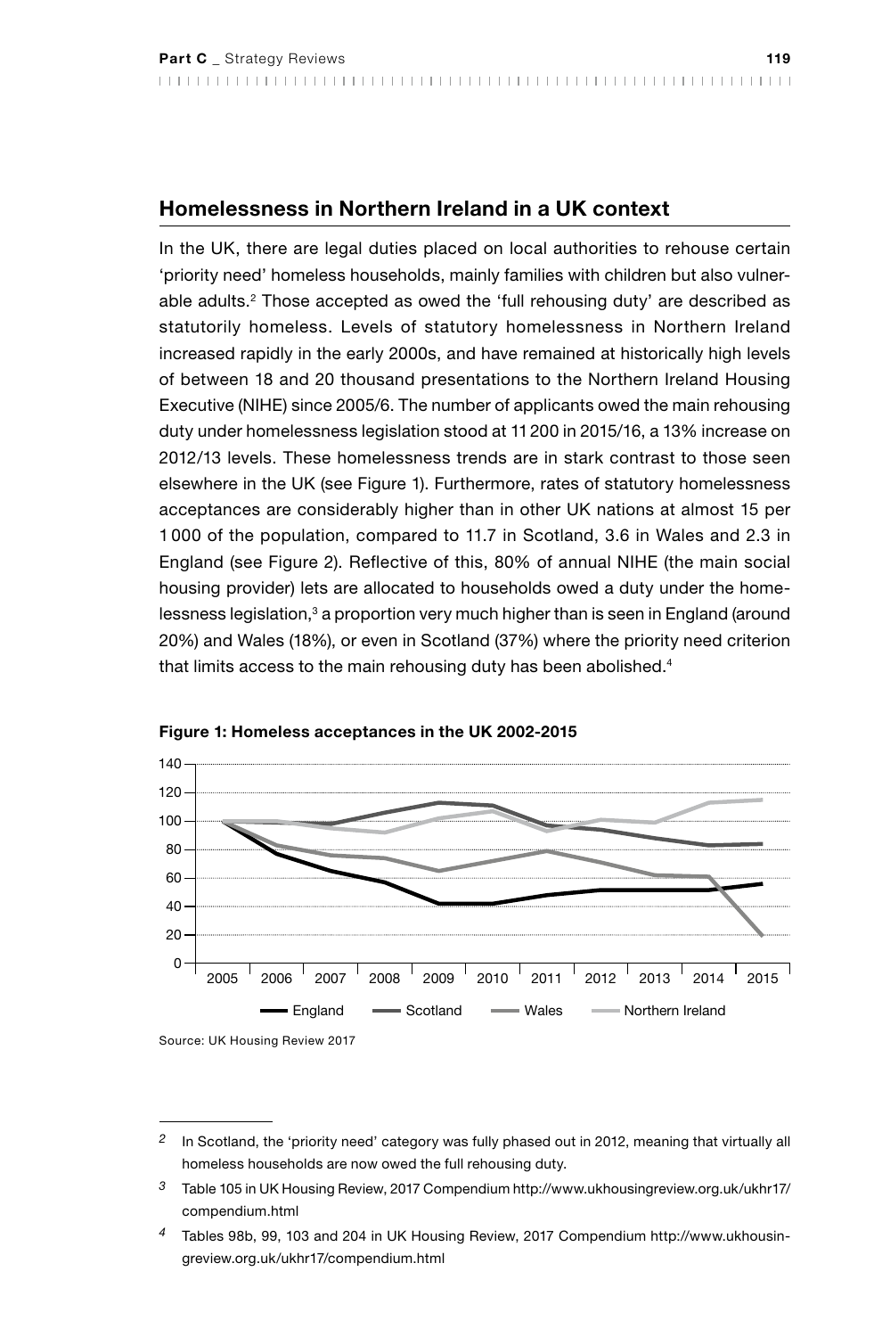## Homelessness in Northern Ireland in a UK context

In the UK, there are legal duties placed on local authorities to rehouse certain 'priority need' homeless households, mainly families with children but also vulnerable adults.[2] Those accepted as owed the 'full rehousing duty' are described as statutorily homeless. Levels of statutory homelessness in Northern Ireland increased rapidly in the early 2000s, and have remained at historically high levels of between 18 and 20 thousand presentations to the Northern Ireland Housing Executive (NIHE) since 2005/6. The number of applicants owed the main rehousing duty under homelessness legislation stood at 11 200 in 2015/16, a 13% increase on 2012/13 levels. These homelessness trends are in stark contrast to those seen elsewhere in the UK (see Figure 1). Furthermore, rates of statutory homelessness acceptances are considerably higher than in other UK nations at almost 15 per 1 000 of the population, compared to 11.7 in Scotland, 3.6 in Wales and 2.3 in England (see Figure 2). Reflective of this, 80% of annual NIHE (the main social housing provider) lets are allocated to households owed a duty under the homelessness legislation,[3] a proportion very much higher than is seen in England (around 20%) and Wales (18%), or even in Scotland (37%) where the priority need criterion that limits access to the main rehousing duty has been abolished.[4]

**Figure 1: Homeless acceptances in the UK 2002-2015**

Source: UK Housing Review 2017

---

2 In Scotland, the 'priority need' category was fully phased out in 2012, meaning that virtually all homeless households are now owed the full rehousing duty.

3 Table 105 in UK Housing Review, 2017 Compendium http://www.ukhousingreview.org.uk/ukhr17/compendium.html

4 Tables 98b, 99, 103 and 204 in UK Housing Review, 2017 Compendium http://www.ukhousingreview.org.uk/ukhr17/compendium.html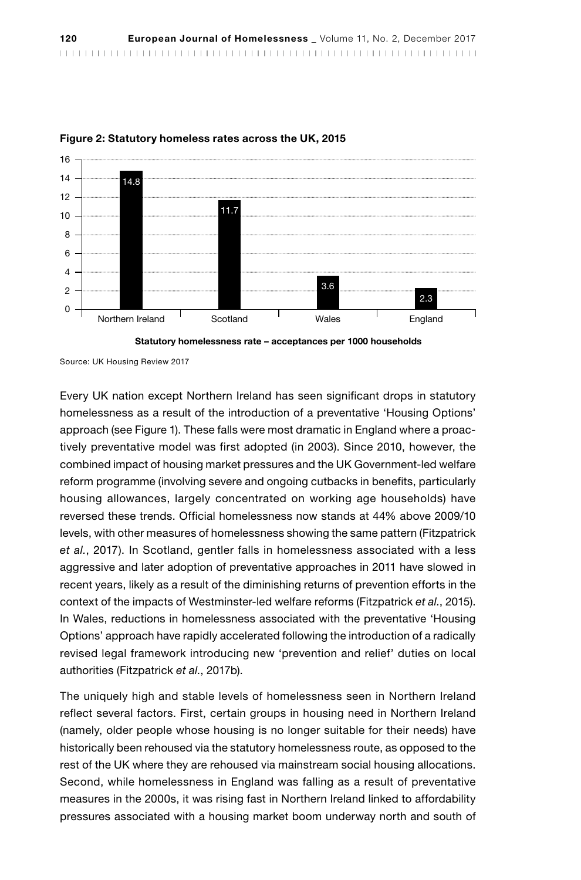**Figure 2: Statutory homeless rates across the UK, 2015**

| Nation | Statutory homelessness rate – acceptances per 1000 households |
| --- | --- |
| Northern Ireland | 14.8 |
| Scotland | 11.7 |
| Wales | 3.6 |
| England | 2.3 |

Source: UK Housing Review 2017

Every UK nation except Northern Ireland has seen significant drops in statutory homelessness as a result of the introduction of a preventative 'Housing Options' approach (see Figure 1). These falls were most dramatic in England where a proactively preventative model was first adopted (in 2003). Since 2010, however, the combined impact of housing market pressures and the UK Government-led welfare reform programme (involving severe and ongoing cutbacks in benefits, particularly housing allowances, largely concentrated on working age households) have reversed these trends. Official homelessness now stands at 44% above 2009/10 levels, with other measures of homelessness showing the same pattern (Fitzpatrick *et al.*, 2017). In Scotland, gentler falls in homelessness associated with a less aggressive and later adoption of preventative approaches in 2011 have slowed in recent years, likely as a result of the diminishing returns of prevention efforts in the context of the impacts of Westminster-led welfare reforms (Fitzpatrick *et al.*, 2015). In Wales, reductions in homelessness associated with the preventative 'Housing Options' approach have rapidly accelerated following the introduction of a radically revised legal framework introducing new 'prevention and relief' duties on local authorities (Fitzpatrick *et al.*, 2017b).

The uniquely high and stable levels of homelessness seen in Northern Ireland reflect several factors. First, certain groups in housing need in Northern Ireland (namely, older people whose housing is no longer suitable for their needs) have historically been rehoused via the statutory homelessness route, as opposed to the rest of the UK where they are rehoused via mainstream social housing allocations. Second, while homelessness in England was falling as a result of preventative measures in the 2000s, it was rising fast in Northern Ireland linked to affordability pressures associated with a housing market boom underway north and south of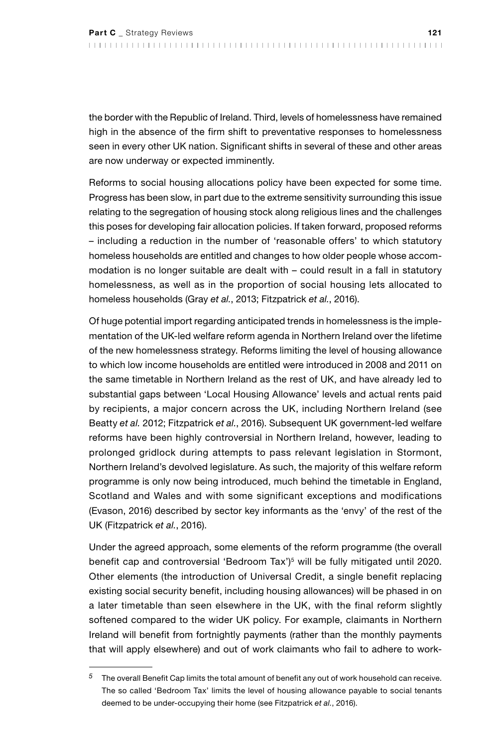the border with the Republic of Ireland. Third, levels of homelessness have remained high in the absence of the firm shift to preventative responses to homelessness seen in every other UK nation. Significant shifts in several of these and other areas are now underway or expected imminently.

Reforms to social housing allocations policy have been expected for some time. Progress has been slow, in part due to the extreme sensitivity surrounding this issue relating to the segregation of housing stock along religious lines and the challenges this poses for developing fair allocation policies. If taken forward, proposed reforms – including a reduction in the number of 'reasonable offers' to which statutory homeless households are entitled and changes to how older people whose accommodation is no longer suitable are dealt with – could result in a fall in statutory homelessness, as well as in the proportion of social housing lets allocated to homeless households (Gray *et al.*, 2013; Fitzpatrick *et al.*, 2016).

Of huge potential import regarding anticipated trends in homelessness is the implementation of the UK-led welfare reform agenda in Northern Ireland over the lifetime of the new homelessness strategy. Reforms limiting the level of housing allowance to which low income households are entitled were introduced in 2008 and 2011 on the same timetable in Northern Ireland as the rest of UK, and have already led to substantial gaps between 'Local Housing Allowance' levels and actual rents paid by recipients, a major concern across the UK, including Northern Ireland (see Beatty *et al.* 2012; Fitzpatrick *et al.*, 2016). Subsequent UK government-led welfare reforms have been highly controversial in Northern Ireland, however, leading to prolonged gridlock during attempts to pass relevant legislation in Stormont, Northern Ireland's devolved legislature. As such, the majority of this welfare reform programme is only now being introduced, much behind the timetable in England, Scotland and Wales and with some significant exceptions and modifications (Evason, 2016) described by sector key informants as the 'envy' of the rest of the UK (Fitzpatrick *et al.*, 2016).

Under the agreed approach, some elements of the reform programme (the overall benefit cap and controversial 'Bedroom Tax')[5] will be fully mitigated until 2020. Other elements (the introduction of Universal Credit, a single benefit replacing existing social security benefit, including housing allowances) will be phased in on a later timetable than seen elsewhere in the UK, with the final reform slightly softened compared to the wider UK policy. For example, claimants in Northern Ireland will benefit from fortnightly payments (rather than the monthly payments that will apply elsewhere) and out of work claimants who fail to adhere to work-

---

[5] The overall Benefit Cap limits the total amount of benefit any out of work household can receive. The so called 'Bedroom Tax' limits the level of housing allowance payable to social tenants deemed to be under-occupying their home (see Fitzpatrick *et al.*, 2016).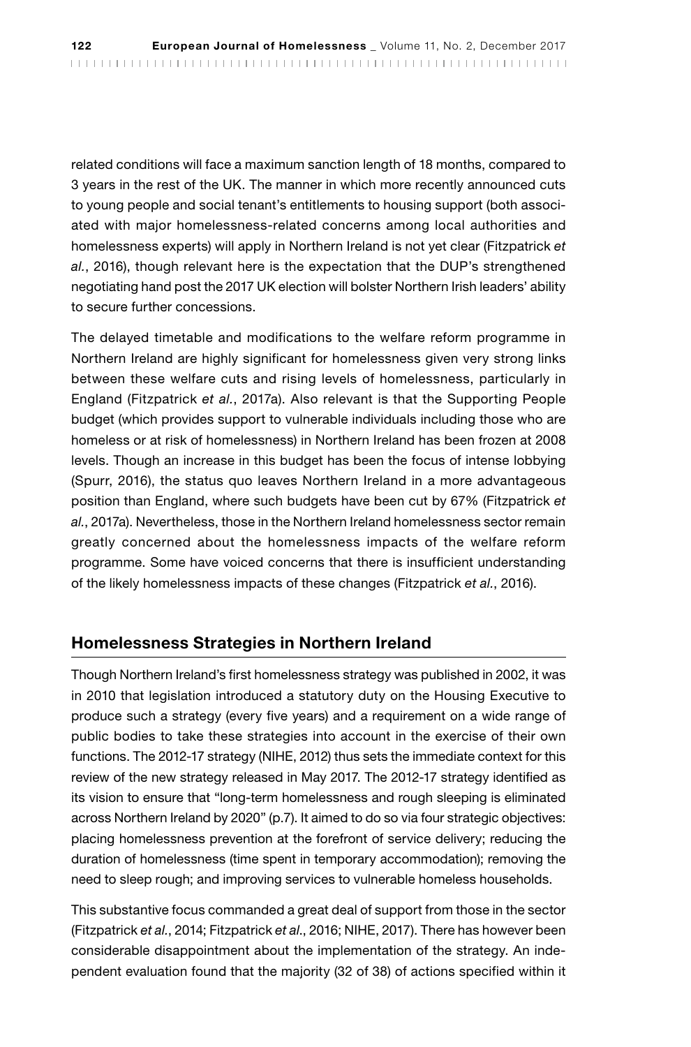related conditions will face a maximum sanction length of 18 months, compared to 3 years in the rest of the UK. The manner in which more recently announced cuts to young people and social tenant's entitlements to housing support (both associated with major homelessness-related concerns among local authorities and homelessness experts) will apply in Northern Ireland is not yet clear (Fitzpatrick *et al.*, 2016), though relevant here is the expectation that the DUP's strengthened negotiating hand post the 2017 UK election will bolster Northern Irish leaders' ability to secure further concessions.

The delayed timetable and modifications to the welfare reform programme in Northern Ireland are highly significant for homelessness given very strong links between these welfare cuts and rising levels of homelessness, particularly in England (Fitzpatrick *et al.*, 2017a). Also relevant is that the Supporting People budget (which provides support to vulnerable individuals including those who are homeless or at risk of homelessness) in Northern Ireland has been frozen at 2008 levels. Though an increase in this budget has been the focus of intense lobbying (Spurr, 2016), the status quo leaves Northern Ireland in a more advantageous position than England, where such budgets have been cut by 67% (Fitzpatrick *et al.*, 2017a). Nevertheless, those in the Northern Ireland homelessness sector remain greatly concerned about the homelessness impacts of the welfare reform programme. Some have voiced concerns that there is insufficient understanding of the likely homelessness impacts of these changes (Fitzpatrick *et al.*, 2016).

## Homelessness Strategies in Northern Ireland

Though Northern Ireland's first homelessness strategy was published in 2002, it was in 2010 that legislation introduced a statutory duty on the Housing Executive to produce such a strategy (every five years) and a requirement on a wide range of public bodies to take these strategies into account in the exercise of their own functions. The 2012-17 strategy (NIHE, 2012) thus sets the immediate context for this review of the new strategy released in May 2017. The 2012-17 strategy identified as its vision to ensure that "long-term homelessness and rough sleeping is eliminated across Northern Ireland by 2020" (p.7). It aimed to do so via four strategic objectives: placing homelessness prevention at the forefront of service delivery; reducing the duration of homelessness (time spent in temporary accommodation); removing the need to sleep rough; and improving services to vulnerable homeless households.

This substantive focus commanded a great deal of support from those in the sector (Fitzpatrick *et al.*, 2014; Fitzpatrick *et al.*, 2016; NIHE, 2017). There has however been considerable disappointment about the implementation of the strategy. An independent evaluation found that the majority (32 of 38) of actions specified within it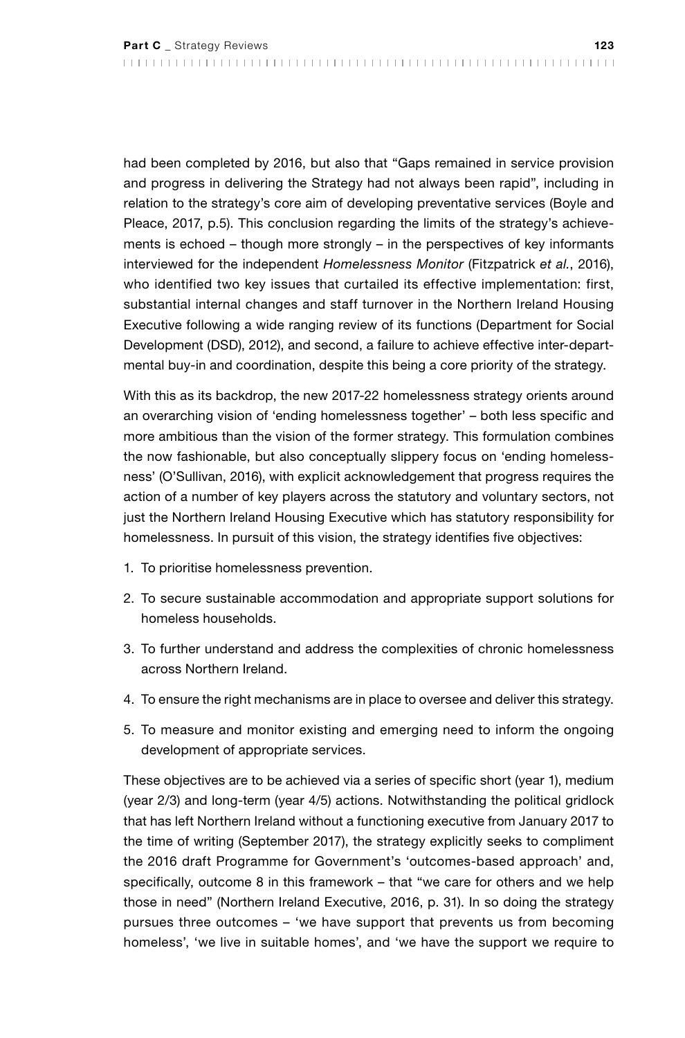had been completed by 2016, but also that "Gaps remained in service provision and progress in delivering the Strategy had not always been rapid", including in relation to the strategy's core aim of developing preventative services (Boyle and Pleace, 2017, p.5). This conclusion regarding the limits of the strategy's achievements is echoed – though more strongly – in the perspectives of key informants interviewed for the independent *Homelessness Monitor* (Fitzpatrick *et al.*, 2016), who identified two key issues that curtailed its effective implementation: first, substantial internal changes and staff turnover in the Northern Ireland Housing Executive following a wide ranging review of its functions (Department for Social Development (DSD), 2012), and second, a failure to achieve effective inter-departmental buy-in and coordination, despite this being a core priority of the strategy.

With this as its backdrop, the new 2017-22 homelessness strategy orients around an overarching vision of 'ending homelessness together' – both less specific and more ambitious than the vision of the former strategy. This formulation combines the now fashionable, but also conceptually slippery focus on 'ending homelessness' (O'Sullivan, 2016), with explicit acknowledgement that progress requires the action of a number of key players across the statutory and voluntary sectors, not just the Northern Ireland Housing Executive which has statutory responsibility for homelessness. In pursuit of this vision, the strategy identifies five objectives:

1. To prioritise homelessness prevention.
2. To secure sustainable accommodation and appropriate support solutions for homeless households.
3. To further understand and address the complexities of chronic homelessness across Northern Ireland.
4. To ensure the right mechanisms are in place to oversee and deliver this strategy.
5. To measure and monitor existing and emerging need to inform the ongoing development of appropriate services.

These objectives are to be achieved via a series of specific short (year 1), medium (year 2/3) and long-term (year 4/5) actions. Notwithstanding the political gridlock that has left Northern Ireland without a functioning executive from January 2017 to the time of writing (September 2017), the strategy explicitly seeks to compliment the 2016 draft Programme for Government's 'outcomes-based approach' and, specifically, outcome 8 in this framework – that "we care for others and we help those in need" (Northern Ireland Executive, 2016, p. 31). In so doing the strategy pursues three outcomes – 'we have support that prevents us from becoming homeless', 'we live in suitable homes', and 'we have the support we require to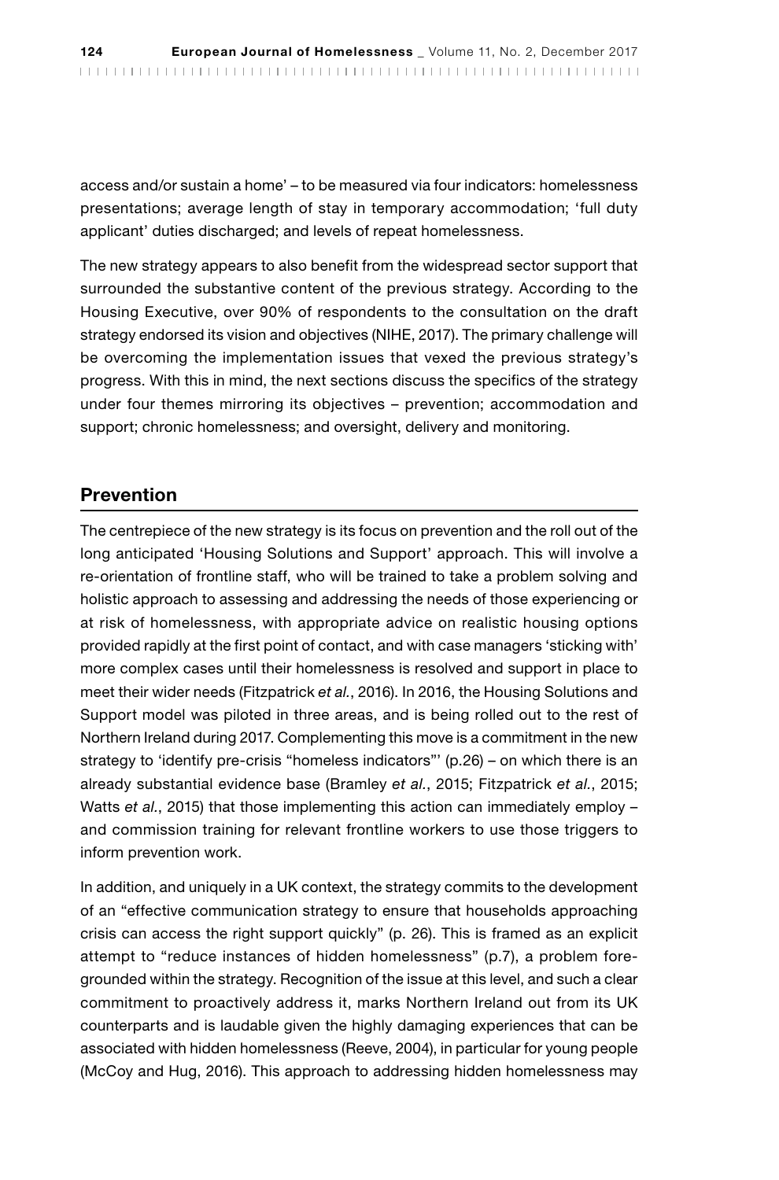access and/or sustain a home' – to be measured via four indicators: homelessness presentations; average length of stay in temporary accommodation; 'full duty applicant' duties discharged; and levels of repeat homelessness.

The new strategy appears to also benefit from the widespread sector support that surrounded the substantive content of the previous strategy. According to the Housing Executive, over 90% of respondents to the consultation on the draft strategy endorsed its vision and objectives (NIHE, 2017). The primary challenge will be overcoming the implementation issues that vexed the previous strategy's progress. With this in mind, the next sections discuss the specifics of the strategy under four themes mirroring its objectives – prevention; accommodation and support; chronic homelessness; and oversight, delivery and monitoring.

## Prevention

The centrepiece of the new strategy is its focus on prevention and the roll out of the long anticipated 'Housing Solutions and Support' approach. This will involve a re-orientation of frontline staff, who will be trained to take a problem solving and holistic approach to assessing and addressing the needs of those experiencing or at risk of homelessness, with appropriate advice on realistic housing options provided rapidly at the first point of contact, and with case managers 'sticking with' more complex cases until their homelessness is resolved and support in place to meet their wider needs (Fitzpatrick *et al.*, 2016). In 2016, the Housing Solutions and Support model was piloted in three areas, and is being rolled out to the rest of Northern Ireland during 2017. Complementing this move is a commitment in the new strategy to 'identify pre-crisis "homeless indicators"' (p.26) – on which there is an already substantial evidence base (Bramley *et al.*, 2015; Fitzpatrick *et al.*, 2015; Watts *et al.*, 2015) that those implementing this action can immediately employ – and commission training for relevant frontline workers to use those triggers to inform prevention work.

In addition, and uniquely in a UK context, the strategy commits to the development of an "effective communication strategy to ensure that households approaching crisis can access the right support quickly" (p. 26). This is framed as an explicit attempt to "reduce instances of hidden homelessness" (p.7), a problem fore-grounded within the strategy. Recognition of the issue at this level, and such a clear commitment to proactively address it, marks Northern Ireland out from its UK counterparts and is laudable given the highly damaging experiences that can be associated with hidden homelessness (Reeve, 2004), in particular for young people (McCoy and Hug, 2016). This approach to addressing hidden homelessness may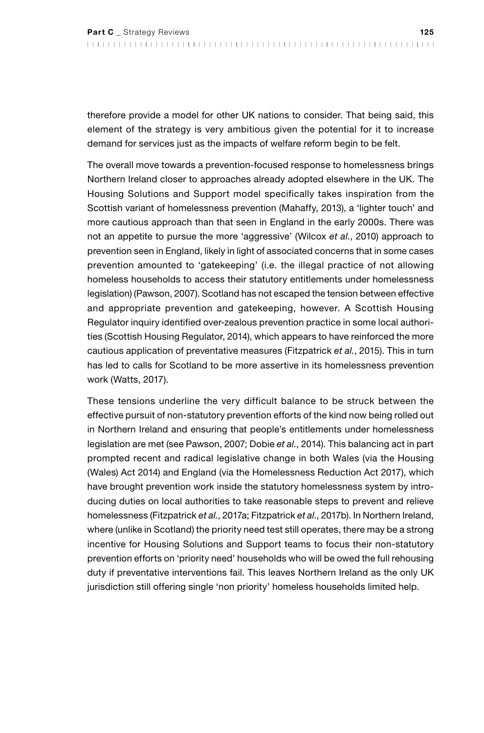therefore provide a model for other UK nations to consider. That being said, this element of the strategy is very ambitious given the potential for it to increase demand for services just as the impacts of welfare reform begin to be felt.

The overall move towards a prevention-focused response to homelessness brings Northern Ireland closer to approaches already adopted elsewhere in the UK. The Housing Solutions and Support model specifically takes inspiration from the Scottish variant of homelessness prevention (Mahaffy, 2013), a 'lighter touch' and more cautious approach than that seen in England in the early 2000s. There was not an appetite to pursue the more 'aggressive' (Wilcox *et al.*, 2010) approach to prevention seen in England, likely in light of associated concerns that in some cases prevention amounted to 'gatekeeping' (i.e. the illegal practice of not allowing homeless households to access their statutory entitlements under homelessness legislation) (Pawson, 2007). Scotland has not escaped the tension between effective and appropriate prevention and gatekeeping, however. A Scottish Housing Regulator inquiry identified over-zealous prevention practice in some local authorities (Scottish Housing Regulator, 2014), which appears to have reinforced the more cautious application of preventative measures (Fitzpatrick *et al.*, 2015). This in turn has led to calls for Scotland to be more assertive in its homelessness prevention work (Watts, 2017).

These tensions underline the very difficult balance to be struck between the effective pursuit of non-statutory prevention efforts of the kind now being rolled out in Northern Ireland and ensuring that people's entitlements under homelessness legislation are met (see Pawson, 2007; Dobie *et al.*, 2014). This balancing act in part prompted recent and radical legislative change in both Wales (via the Housing (Wales) Act 2014) and England (via the Homelessness Reduction Act 2017), which have brought prevention work inside the statutory homelessness system by introducing duties on local authorities to take reasonable steps to prevent and relieve homelessness (Fitzpatrick *et al.*, 2017a; Fitzpatrick *et al*., 2017b). In Northern Ireland, where (unlike in Scotland) the priority need test still operates, there may be a strong incentive for Housing Solutions and Support teams to focus their non-statutory prevention efforts on 'priority need' households who will be owed the full rehousing duty if preventative interventions fail. This leaves Northern Ireland as the only UK jurisdiction still offering single 'non priority' homeless households limited help.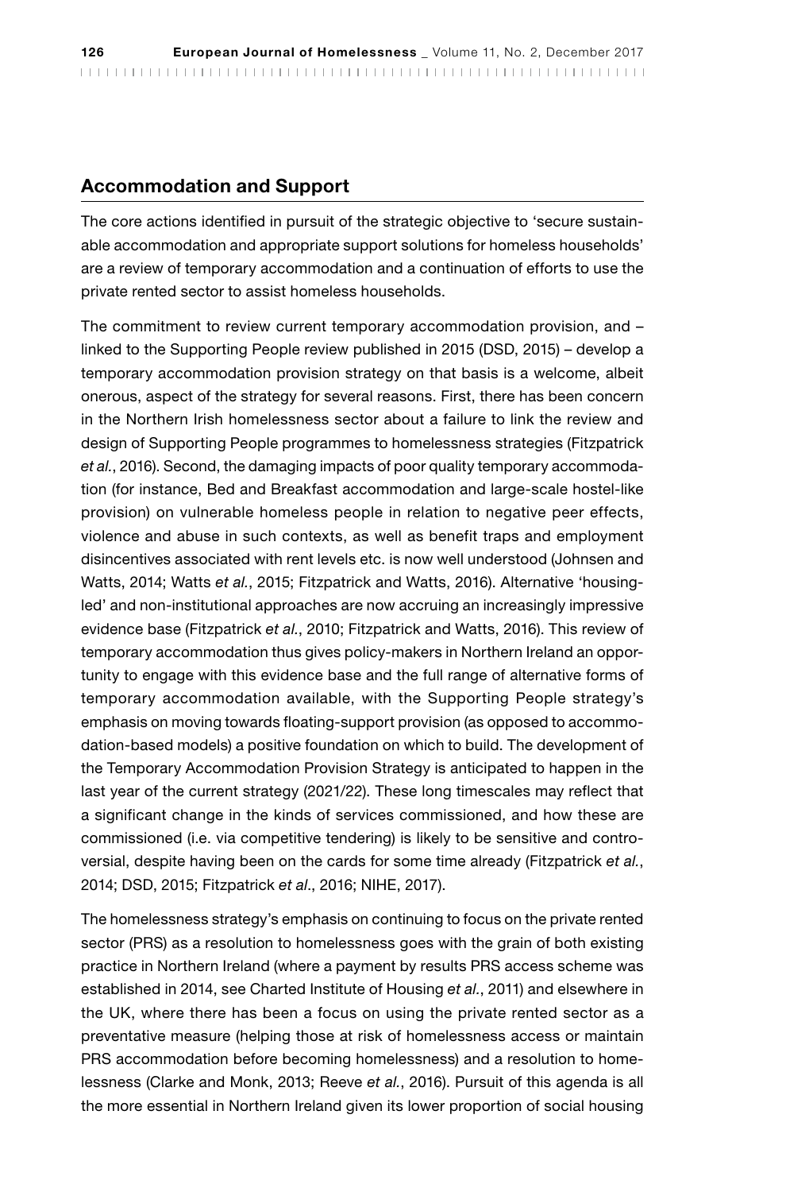## Accommodation and Support

The core actions identified in pursuit of the strategic objective to 'secure sustainable accommodation and appropriate support solutions for homeless households' are a review of temporary accommodation and a continuation of efforts to use the private rented sector to assist homeless households.

The commitment to review current temporary accommodation provision, and – linked to the Supporting People review published in 2015 (DSD, 2015) – develop a temporary accommodation provision strategy on that basis is a welcome, albeit onerous, aspect of the strategy for several reasons. First, there has been concern in the Northern Irish homelessness sector about a failure to link the review and design of Supporting People programmes to homelessness strategies (Fitzpatrick *et al.*, 2016). Second, the damaging impacts of poor quality temporary accommodation (for instance, Bed and Breakfast accommodation and large-scale hostel-like provision) on vulnerable homeless people in relation to negative peer effects, violence and abuse in such contexts, as well as benefit traps and employment disincentives associated with rent levels etc. is now well understood (Johnsen and Watts, 2014; Watts *et al.*, 2015; Fitzpatrick and Watts, 2016). Alternative 'housing-led' and non-institutional approaches are now accruing an increasingly impressive evidence base (Fitzpatrick *et al.*, 2010; Fitzpatrick and Watts, 2016). This review of temporary accommodation thus gives policy-makers in Northern Ireland an opportunity to engage with this evidence base and the full range of alternative forms of temporary accommodation available, with the Supporting People strategy's emphasis on moving towards floating-support provision (as opposed to accommodation-based models) a positive foundation on which to build. The development of the Temporary Accommodation Provision Strategy is anticipated to happen in the last year of the current strategy (2021/22). These long timescales may reflect that a significant change in the kinds of services commissioned, and how these are commissioned (i.e. via competitive tendering) is likely to be sensitive and controversial, despite having been on the cards for some time already (Fitzpatrick *et al.*, 2014; DSD, 2015; Fitzpatrick *et al*., 2016; NIHE, 2017).

The homelessness strategy's emphasis on continuing to focus on the private rented sector (PRS) as a resolution to homelessness goes with the grain of both existing practice in Northern Ireland (where a payment by results PRS access scheme was established in 2014, see Charted Institute of Housing *et al.*, 2011) and elsewhere in the UK, where there has been a focus on using the private rented sector as a preventative measure (helping those at risk of homelessness access or maintain PRS accommodation before becoming homelessness) and a resolution to homelessness (Clarke and Monk, 2013; Reeve *et al.*, 2016). Pursuit of this agenda is all the more essential in Northern Ireland given its lower proportion of social housing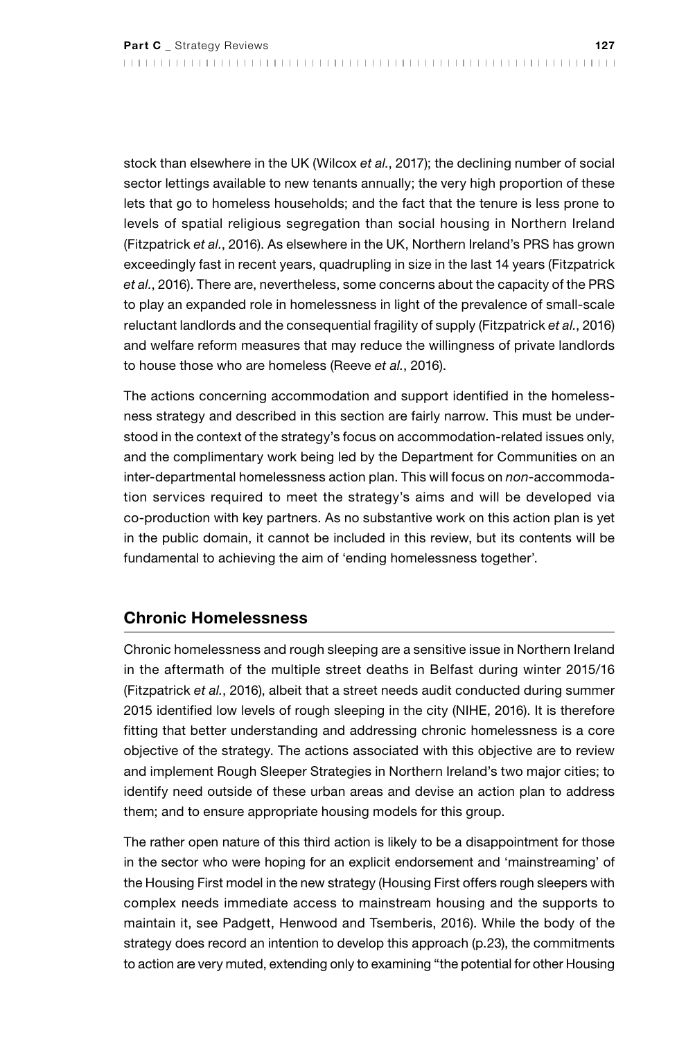stock than elsewhere in the UK (Wilcox *et al.*, 2017); the declining number of social sector lettings available to new tenants annually; the very high proportion of these lets that go to homeless households; and the fact that the tenure is less prone to levels of spatial religious segregation than social housing in Northern Ireland (Fitzpatrick *et al.*, 2016). As elsewhere in the UK, Northern Ireland's PRS has grown exceedingly fast in recent years, quadrupling in size in the last 14 years (Fitzpatrick *et al.*, 2016). There are, nevertheless, some concerns about the capacity of the PRS to play an expanded role in homelessness in light of the prevalence of small-scale reluctant landlords and the consequential fragility of supply (Fitzpatrick *et al.*, 2016) and welfare reform measures that may reduce the willingness of private landlords to house those who are homeless (Reeve *et al.*, 2016).

The actions concerning accommodation and support identified in the homelessness strategy and described in this section are fairly narrow. This must be understood in the context of the strategy's focus on accommodation-related issues only, and the complimentary work being led by the Department for Communities on an inter-departmental homelessness action plan. This will focus on *non*-accommodation services required to meet the strategy's aims and will be developed via co-production with key partners. As no substantive work on this action plan is yet in the public domain, it cannot be included in this review, but its contents will be fundamental to achieving the aim of 'ending homelessness together'.

## Chronic Homelessness

Chronic homelessness and rough sleeping are a sensitive issue in Northern Ireland in the aftermath of the multiple street deaths in Belfast during winter 2015/16 (Fitzpatrick *et al.*, 2016), albeit that a street needs audit conducted during summer 2015 identified low levels of rough sleeping in the city (NIHE, 2016). It is therefore fitting that better understanding and addressing chronic homelessness is a core objective of the strategy. The actions associated with this objective are to review and implement Rough Sleeper Strategies in Northern Ireland's two major cities; to identify need outside of these urban areas and devise an action plan to address them; and to ensure appropriate housing models for this group.

The rather open nature of this third action is likely to be a disappointment for those in the sector who were hoping for an explicit endorsement and 'mainstreaming' of the Housing First model in the new strategy (Housing First offers rough sleepers with complex needs immediate access to mainstream housing and the supports to maintain it, see Padgett, Henwood and Tsemberis, 2016). While the body of the strategy does record an intention to develop this approach (p.23), the commitments to action are very muted, extending only to examining "the potential for other Housing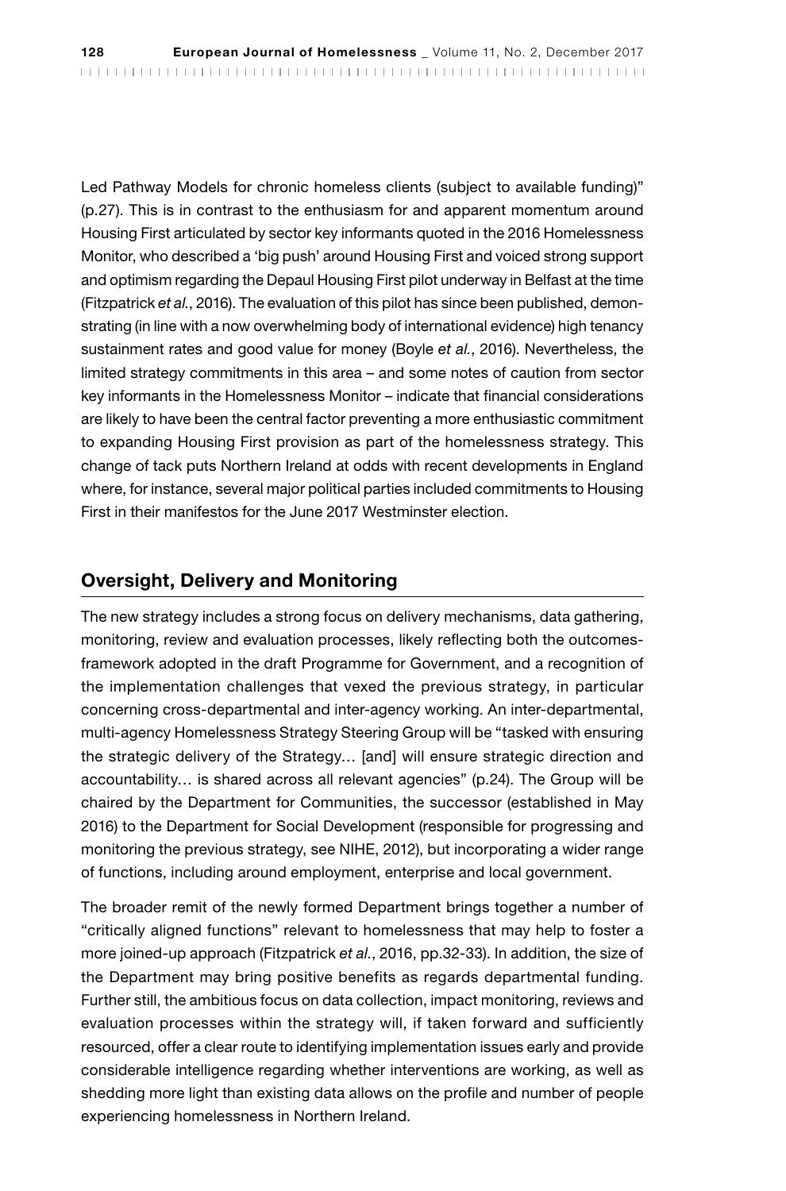Led Pathway Models for chronic homeless clients (subject to available funding)" (p.27). This is in contrast to the enthusiasm for and apparent momentum around Housing First articulated by sector key informants quoted in the 2016 Homelessness Monitor, who described a 'big push' around Housing First and voiced strong support and optimism regarding the Depaul Housing First pilot underway in Belfast at the time (Fitzpatrick *et al.*, 2016). The evaluation of this pilot has since been published, demonstrating (in line with a now overwhelming body of international evidence) high tenancy sustainment rates and good value for money (Boyle *et al.*, 2016). Nevertheless, the limited strategy commitments in this area – and some notes of caution from sector key informants in the Homelessness Monitor – indicate that financial considerations are likely to have been the central factor preventing a more enthusiastic commitment to expanding Housing First provision as part of the homelessness strategy. This change of tack puts Northern Ireland at odds with recent developments in England where, for instance, several major political parties included commitments to Housing First in their manifestos for the June 2017 Westminster election.

## Oversight, Delivery and Monitoring

The new strategy includes a strong focus on delivery mechanisms, data gathering, monitoring, review and evaluation processes, likely reflecting both the outcomes-framework adopted in the draft Programme for Government, and a recognition of the implementation challenges that vexed the previous strategy, in particular concerning cross-departmental and inter-agency working. An inter-departmental, multi-agency Homelessness Strategy Steering Group will be "tasked with ensuring the strategic delivery of the Strategy… [and] will ensure strategic direction and accountability… is shared across all relevant agencies" (p.24). The Group will be chaired by the Department for Communities, the successor (established in May 2016) to the Department for Social Development (responsible for progressing and monitoring the previous strategy, see NIHE, 2012), but incorporating a wider range of functions, including around employment, enterprise and local government.

The broader remit of the newly formed Department brings together a number of "critically aligned functions" relevant to homelessness that may help to foster a more joined-up approach (Fitzpatrick *et al.*, 2016, pp.32-33). In addition, the size of the Department may bring positive benefits as regards departmental funding. Further still, the ambitious focus on data collection, impact monitoring, reviews and evaluation processes within the strategy will, if taken forward and sufficiently resourced, offer a clear route to identifying implementation issues early and provide considerable intelligence regarding whether interventions are working, as well as shedding more light than existing data allows on the profile and number of people experiencing homelessness in Northern Ireland.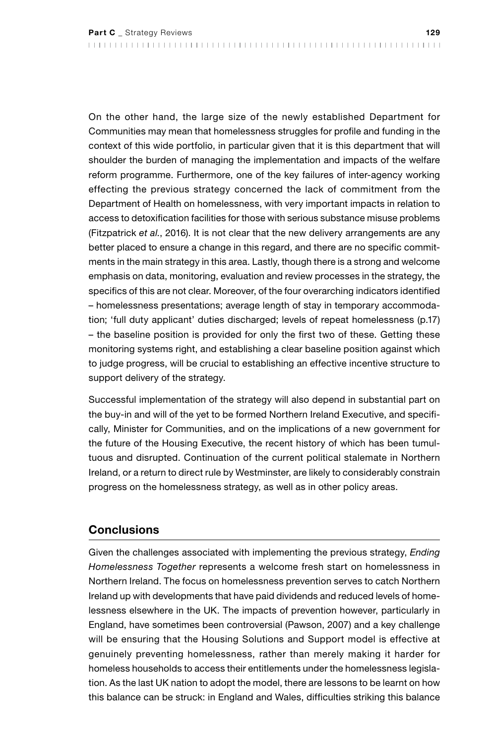On the other hand, the large size of the newly established Department for Communities may mean that homelessness struggles for profile and funding in the context of this wide portfolio, in particular given that it is this department that will shoulder the burden of managing the implementation and impacts of the welfare reform programme. Furthermore, one of the key failures of inter-agency working effecting the previous strategy concerned the lack of commitment from the Department of Health on homelessness, with very important impacts in relation to access to detoxification facilities for those with serious substance misuse problems (Fitzpatrick *et al.*, 2016). It is not clear that the new delivery arrangements are any better placed to ensure a change in this regard, and there are no specific commitments in the main strategy in this area. Lastly, though there is a strong and welcome emphasis on data, monitoring, evaluation and review processes in the strategy, the specifics of this are not clear. Moreover, of the four overarching indicators identified – homelessness presentations; average length of stay in temporary accommodation; 'full duty applicant' duties discharged; levels of repeat homelessness (p.17) – the baseline position is provided for only the first two of these. Getting these monitoring systems right, and establishing a clear baseline position against which to judge progress, will be crucial to establishing an effective incentive structure to support delivery of the strategy.

Successful implementation of the strategy will also depend in substantial part on the buy-in and will of the yet to be formed Northern Ireland Executive, and specifically, Minister for Communities, and on the implications of a new government for the future of the Housing Executive, the recent history of which has been tumultuous and disrupted. Continuation of the current political stalemate in Northern Ireland, or a return to direct rule by Westminster, are likely to considerably constrain progress on the homelessness strategy, as well as in other policy areas.

## Conclusions

Given the challenges associated with implementing the previous strategy, *Ending Homelessness Together* represents a welcome fresh start on homelessness in Northern Ireland. The focus on homelessness prevention serves to catch Northern Ireland up with developments that have paid dividends and reduced levels of homelessness elsewhere in the UK. The impacts of prevention however, particularly in England, have sometimes been controversial (Pawson, 2007) and a key challenge will be ensuring that the Housing Solutions and Support model is effective at genuinely preventing homelessness, rather than merely making it harder for homeless households to access their entitlements under the homelessness legislation. As the last UK nation to adopt the model, there are lessons to be learnt on how this balance can be struck: in England and Wales, difficulties striking this balance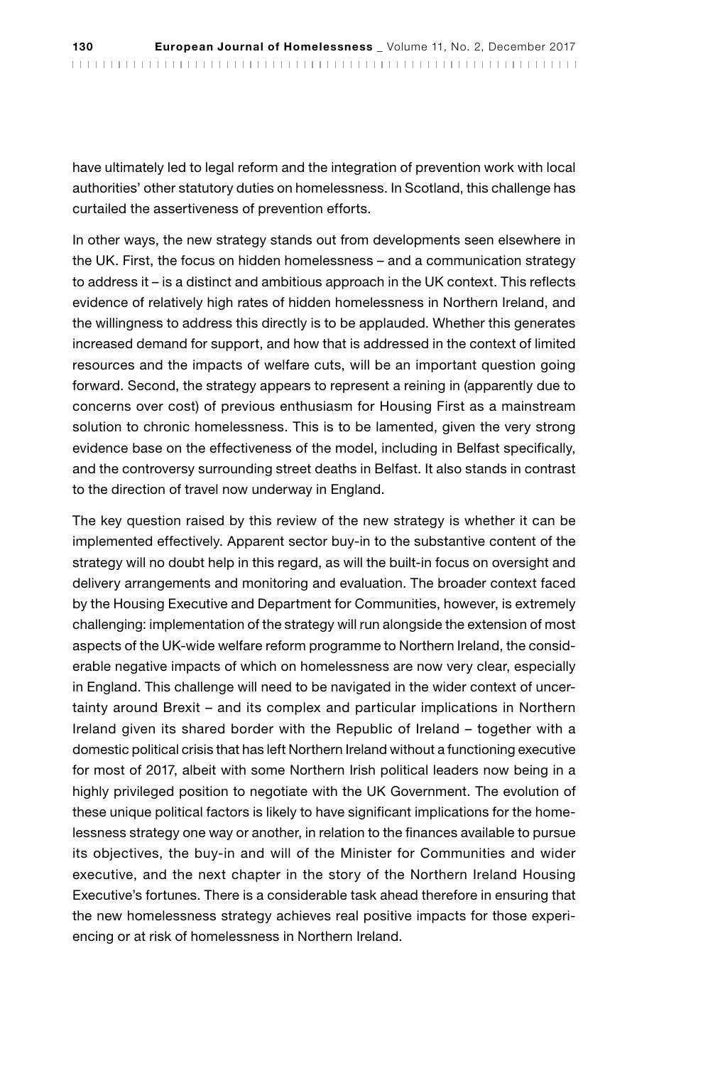have ultimately led to legal reform and the integration of prevention work with local authorities' other statutory duties on homelessness. In Scotland, this challenge has curtailed the assertiveness of prevention efforts.

In other ways, the new strategy stands out from developments seen elsewhere in the UK. First, the focus on hidden homelessness – and a communication strategy to address it – is a distinct and ambitious approach in the UK context. This reflects evidence of relatively high rates of hidden homelessness in Northern Ireland, and the willingness to address this directly is to be applauded. Whether this generates increased demand for support, and how that is addressed in the context of limited resources and the impacts of welfare cuts, will be an important question going forward. Second, the strategy appears to represent a reining in (apparently due to concerns over cost) of previous enthusiasm for Housing First as a mainstream solution to chronic homelessness. This is to be lamented, given the very strong evidence base on the effectiveness of the model, including in Belfast specifically, and the controversy surrounding street deaths in Belfast. It also stands in contrast to the direction of travel now underway in England.

The key question raised by this review of the new strategy is whether it can be implemented effectively. Apparent sector buy-in to the substantive content of the strategy will no doubt help in this regard, as will the built-in focus on oversight and delivery arrangements and monitoring and evaluation. The broader context faced by the Housing Executive and Department for Communities, however, is extremely challenging: implementation of the strategy will run alongside the extension of most aspects of the UK-wide welfare reform programme to Northern Ireland, the considerable negative impacts of which on homelessness are now very clear, especially in England. This challenge will need to be navigated in the wider context of uncertainty around Brexit – and its complex and particular implications in Northern Ireland given its shared border with the Republic of Ireland – together with a domestic political crisis that has left Northern Ireland without a functioning executive for most of 2017, albeit with some Northern Irish political leaders now being in a highly privileged position to negotiate with the UK Government. The evolution of these unique political factors is likely to have significant implications for the homelessness strategy one way or another, in relation to the finances available to pursue its objectives, the buy-in and will of the Minister for Communities and wider executive, and the next chapter in the story of the Northern Ireland Housing Executive's fortunes. There is a considerable task ahead therefore in ensuring that the new homelessness strategy achieves real positive impacts for those experiencing or at risk of homelessness in Northern Ireland.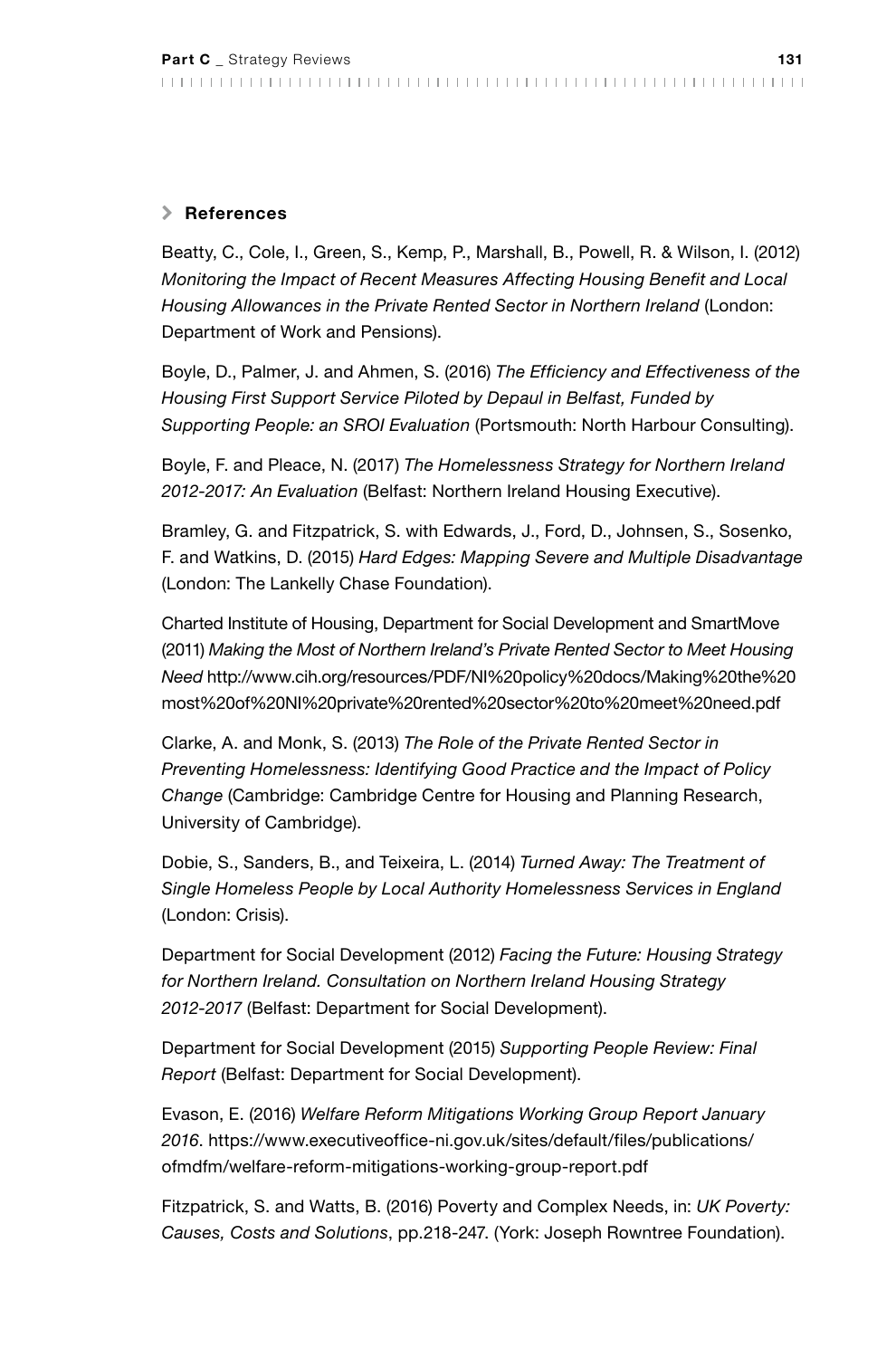## References

Beatty, C., Cole, I., Green, S., Kemp, P., Marshall, B., Powell, R. & Wilson, I. (2012) *Monitoring the Impact of Recent Measures Affecting Housing Benefit and Local Housing Allowances in the Private Rented Sector in Northern Ireland* (London: Department of Work and Pensions).

Boyle, D., Palmer, J. and Ahmen, S. (2016) *The Efficiency and Effectiveness of the Housing First Support Service Piloted by Depaul in Belfast, Funded by Supporting People: an SROI Evaluation* (Portsmouth: North Harbour Consulting).

Boyle, F. and Pleace, N. (2017) *The Homelessness Strategy for Northern Ireland 2012-2017: An Evaluation* (Belfast: Northern Ireland Housing Executive).

Bramley, G. and Fitzpatrick, S. with Edwards, J., Ford, D., Johnsen, S., Sosenko, F. and Watkins, D. (2015) *Hard Edges: Mapping Severe and Multiple Disadvantage* (London: The Lankelly Chase Foundation).

Charted Institute of Housing, Department for Social Development and SmartMove (2011) *Making the Most of Northern Ireland's Private Rented Sector to Meet Housing Need* http://www.cih.org/resources/PDF/NI%20policy%20docs/Making%20the%20most%20of%20NI%20private%20rented%20sector%20to%20meet%20need.pdf

Clarke, A. and Monk, S. (2013) *The Role of the Private Rented Sector in Preventing Homelessness: Identifying Good Practice and the Impact of Policy Change* (Cambridge: Cambridge Centre for Housing and Planning Research, University of Cambridge).

Dobie, S., Sanders, B., and Teixeira, L. (2014) *Turned Away: The Treatment of Single Homeless People by Local Authority Homelessness Services in England* (London: Crisis).

Department for Social Development (2012) *Facing the Future: Housing Strategy for Northern Ireland. Consultation on Northern Ireland Housing Strategy 2012-2017* (Belfast: Department for Social Development).

Department for Social Development (2015) *Supporting People Review: Final Report* (Belfast: Department for Social Development).

Evason, E. (2016) *Welfare Reform Mitigations Working Group Report January 2016*. https://www.executiveoffice-ni.gov.uk/sites/default/files/publications/ofmdfm/welfare-reform-mitigations-working-group-report.pdf

Fitzpatrick, S. and Watts, B. (2016) Poverty and Complex Needs, in: *UK Poverty: Causes, Costs and Solutions*, pp.218-247. (York: Joseph Rowntree Foundation).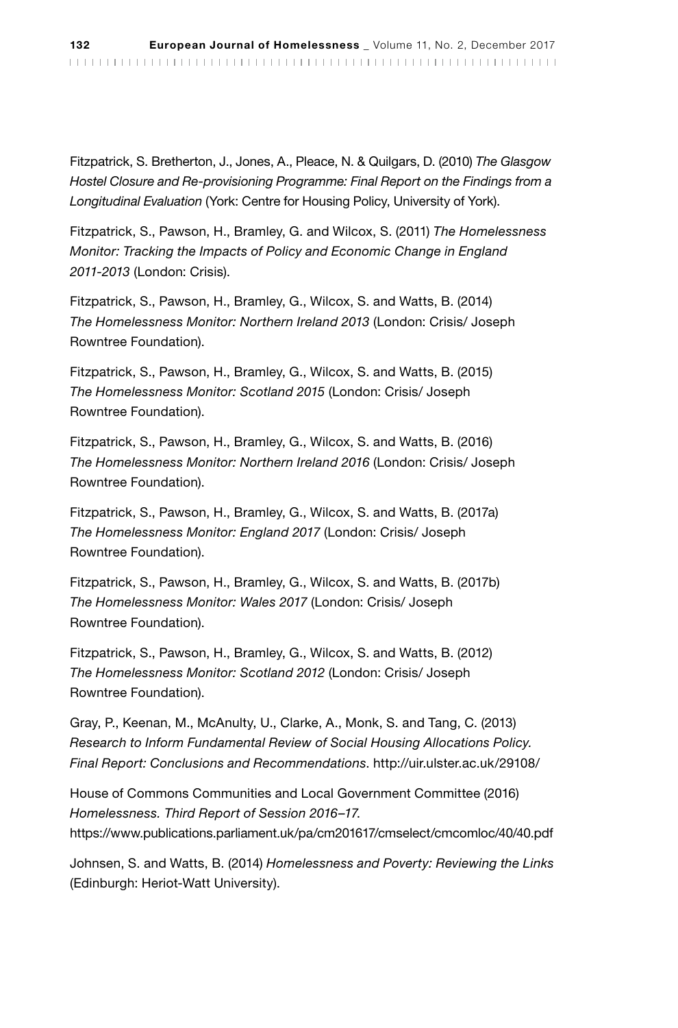Fitzpatrick, S. Bretherton, J., Jones, A., Pleace, N. & Quilgars, D. (2010) *The Glasgow Hostel Closure and Re-provisioning Programme: Final Report on the Findings from a Longitudinal Evaluation* (York: Centre for Housing Policy, University of York).

Fitzpatrick, S., Pawson, H., Bramley, G. and Wilcox, S. (2011) *The Homelessness Monitor: Tracking the Impacts of Policy and Economic Change in England 2011-2013* (London: Crisis).

Fitzpatrick, S., Pawson, H., Bramley, G., Wilcox, S. and Watts, B. (2014) *The Homelessness Monitor: Northern Ireland 2013* (London: Crisis/ Joseph Rowntree Foundation).

Fitzpatrick, S., Pawson, H., Bramley, G., Wilcox, S. and Watts, B. (2015) *The Homelessness Monitor: Scotland 2015* (London: Crisis/ Joseph Rowntree Foundation).

Fitzpatrick, S., Pawson, H., Bramley, G., Wilcox, S. and Watts, B. (2016) *The Homelessness Monitor: Northern Ireland 2016* (London: Crisis/ Joseph Rowntree Foundation).

Fitzpatrick, S., Pawson, H., Bramley, G., Wilcox, S. and Watts, B. (2017a) *The Homelessness Monitor: England 2017* (London: Crisis/ Joseph Rowntree Foundation).

Fitzpatrick, S., Pawson, H., Bramley, G., Wilcox, S. and Watts, B. (2017b) *The Homelessness Monitor: Wales 2017* (London: Crisis/ Joseph Rowntree Foundation).

Fitzpatrick, S., Pawson, H., Bramley, G., Wilcox, S. and Watts, B. (2012) *The Homelessness Monitor: Scotland 2012* (London: Crisis/ Joseph Rowntree Foundation).

Gray, P., Keenan, M., McAnulty, U., Clarke, A., Monk, S. and Tang, C. (2013) *Research to Inform Fundamental Review of Social Housing Allocations Policy. Final Report: Conclusions and Recommendations*. http://uir.ulster.ac.uk/29108/

House of Commons Communities and Local Government Committee (2016) *Homelessness. Third Report of Session 2016–17*. https://www.publications.parliament.uk/pa/cm201617/cmselect/cmcomloc/40/40.pdf

Johnsen, S. and Watts, B. (2014) *Homelessness and Poverty: Reviewing the Links* (Edinburgh: Heriot-Watt University).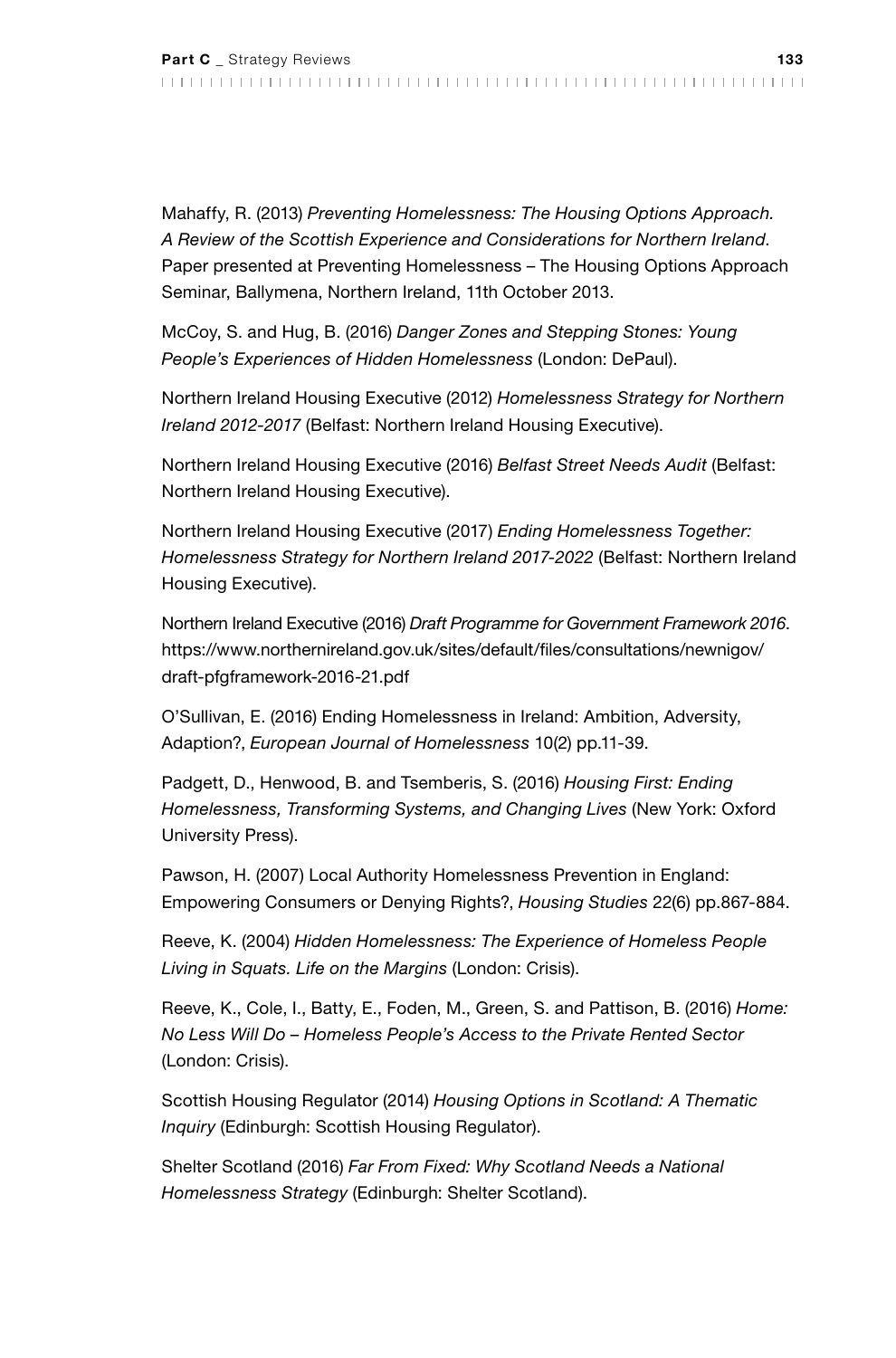Mahaffy, R. (2013) *Preventing Homelessness: The Housing Options Approach. A Review of the Scottish Experience and Considerations for Northern Ireland*. Paper presented at Preventing Homelessness – The Housing Options Approach Seminar, Ballymena, Northern Ireland, 11th October 2013.

McCoy, S. and Hug, B. (2016) *Danger Zones and Stepping Stones: Young People's Experiences of Hidden Homelessness* (London: DePaul).

Northern Ireland Housing Executive (2012) *Homelessness Strategy for Northern Ireland 2012-2017* (Belfast: Northern Ireland Housing Executive).

Northern Ireland Housing Executive (2016) *Belfast Street Needs Audit* (Belfast: Northern Ireland Housing Executive).

Northern Ireland Housing Executive (2017) *Ending Homelessness Together: Homelessness Strategy for Northern Ireland 2017-2022* (Belfast: Northern Ireland Housing Executive).

Northern Ireland Executive (2016) *Draft Programme for Government Framework 2016*. https://www.northernireland.gov.uk/sites/default/files/consultations/newnigov/draft-pfgframework-2016-21.pdf

O'Sullivan, E. (2016) Ending Homelessness in Ireland: Ambition, Adversity, Adaption?, *European Journal of Homelessness* 10(2) pp.11-39.

Padgett, D., Henwood, B. and Tsemberis, S. (2016) *Housing First: Ending Homelessness, Transforming Systems, and Changing Lives* (New York: Oxford University Press).

Pawson, H. (2007) Local Authority Homelessness Prevention in England: Empowering Consumers or Denying Rights?, *Housing Studies* 22(6) pp.867-884.

Reeve, K. (2004) *Hidden Homelessness: The Experience of Homeless People Living in Squats. Life on the Margins* (London: Crisis).

Reeve, K., Cole, I., Batty, E., Foden, M., Green, S. and Pattison, B. (2016) *Home: No Less Will Do – Homeless People's Access to the Private Rented Sector* (London: Crisis).

Scottish Housing Regulator (2014) *Housing Options in Scotland: A Thematic Inquiry* (Edinburgh: Scottish Housing Regulator).

Shelter Scotland (2016) *Far From Fixed: Why Scotland Needs a National Homelessness Strategy* (Edinburgh: Shelter Scotland).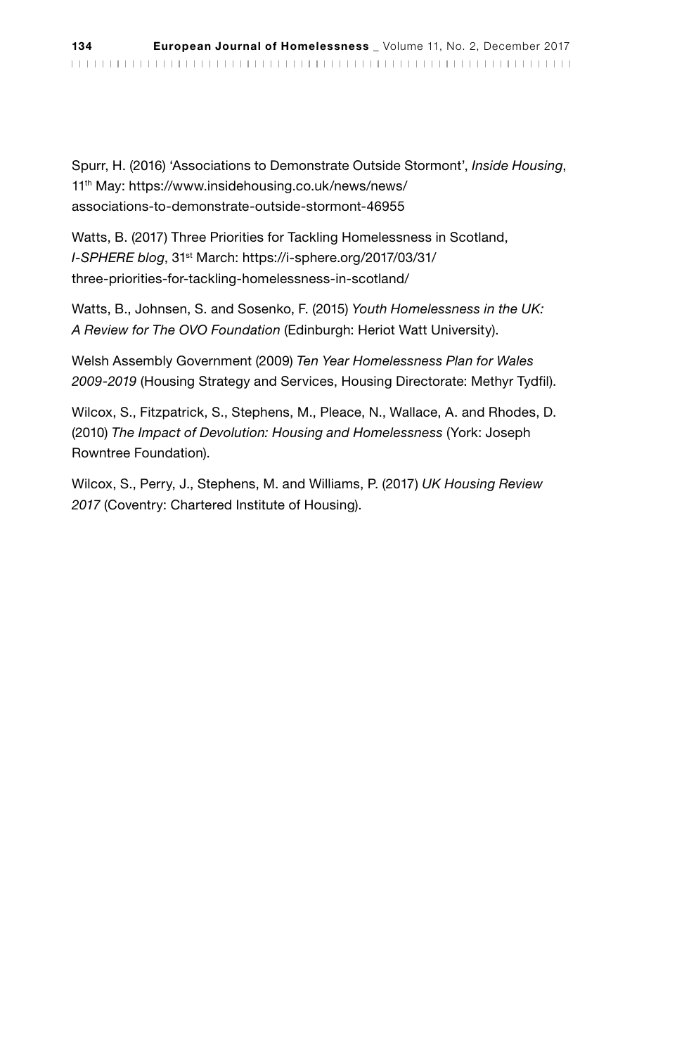Spurr, H. (2016) 'Associations to Demonstrate Outside Stormont', *Inside Housing*, 11th May: https://www.insidehousing.co.uk/news/news/associations-to-demonstrate-outside-stormont-46955

Watts, B. (2017) Three Priorities for Tackling Homelessness in Scotland, *I-SPHERE blog*, 31st March: https://i-sphere.org/2017/03/31/three-priorities-for-tackling-homelessness-in-scotland/

Watts, B., Johnsen, S. and Sosenko, F. (2015) *Youth Homelessness in the UK: A Review for The OVO Foundation* (Edinburgh: Heriot Watt University).

Welsh Assembly Government (2009) *Ten Year Homelessness Plan for Wales 2009-2019* (Housing Strategy and Services, Housing Directorate: Methyr Tydfil).

Wilcox, S., Fitzpatrick, S., Stephens, M., Pleace, N., Wallace, A. and Rhodes, D. (2010) *The Impact of Devolution: Housing and Homelessness* (York: Joseph Rowntree Foundation).

Wilcox, S., Perry, J., Stephens, M. and Williams, P. (2017) *UK Housing Review 2017* (Coventry: Chartered Institute of Housing).